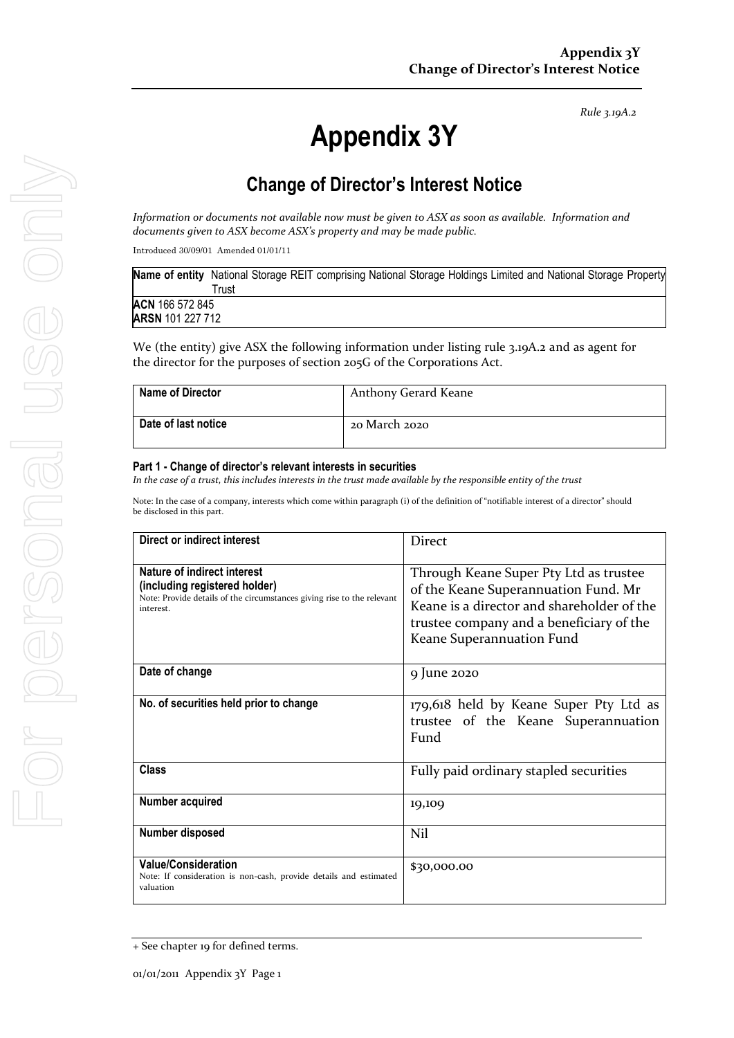*Rule 3.19A.2*

# Appendix 3Y

## Change of Director's Interest Notice

*Information or documents not available now must be given to ASX as soon as available. Information and documents given to ASX become ASX's property and may be made public.*

Introduced 30/09/01 Amended 01/01/11

| **Name of entity** National Storage REIT comprising National Storage Holdings Limited and National Storage Property Trust |
|---|
| **ACN** 166 572 845<br>**ARSN** 101 227 712 |

We (the entity) give ASX the following information under listing rule 3.19A.2 and as agent for the director for the purposes of section 205G of the Corporations Act.

| **Name of Director** | Anthony Gerard Keane |
|---|---|
| **Date of last notice** | 20 March 2020 |

#### Part 1 - Change of director's relevant interests in securities

*In the case of a trust, this includes interests in the trust made available by the responsible entity of the trust*

Note: In the case of a company, interests which come within paragraph (i) of the definition of "notifiable interest of a director" should be disclosed in this part.

| **Direct or indirect interest** | Direct |
|---|---|
| **Nature of indirect interest (including registered holder)**<br>Note: Provide details of the circumstances giving rise to the relevant interest. | Through Keane Super Pty Ltd as trustee of the Keane Superannuation Fund. Mr Keane is a director and shareholder of the trustee company and a beneficiary of the Keane Superannuation Fund |
| **Date of change** | 9 June 2020 |
| **No. of securities held prior to change** | 179,618 held by Keane Super Pty Ltd as trustee of the Keane Superannuation Fund |
| **Class** | Fully paid ordinary stapled securities |
| **Number acquired** | 19,109 |
| **Number disposed** | Nil |
| **Value/Consideration**<br>Note: If consideration is non-cash, provide details and estimated valuation | $30,000.00 |

+ See chapter 19 for defined terms.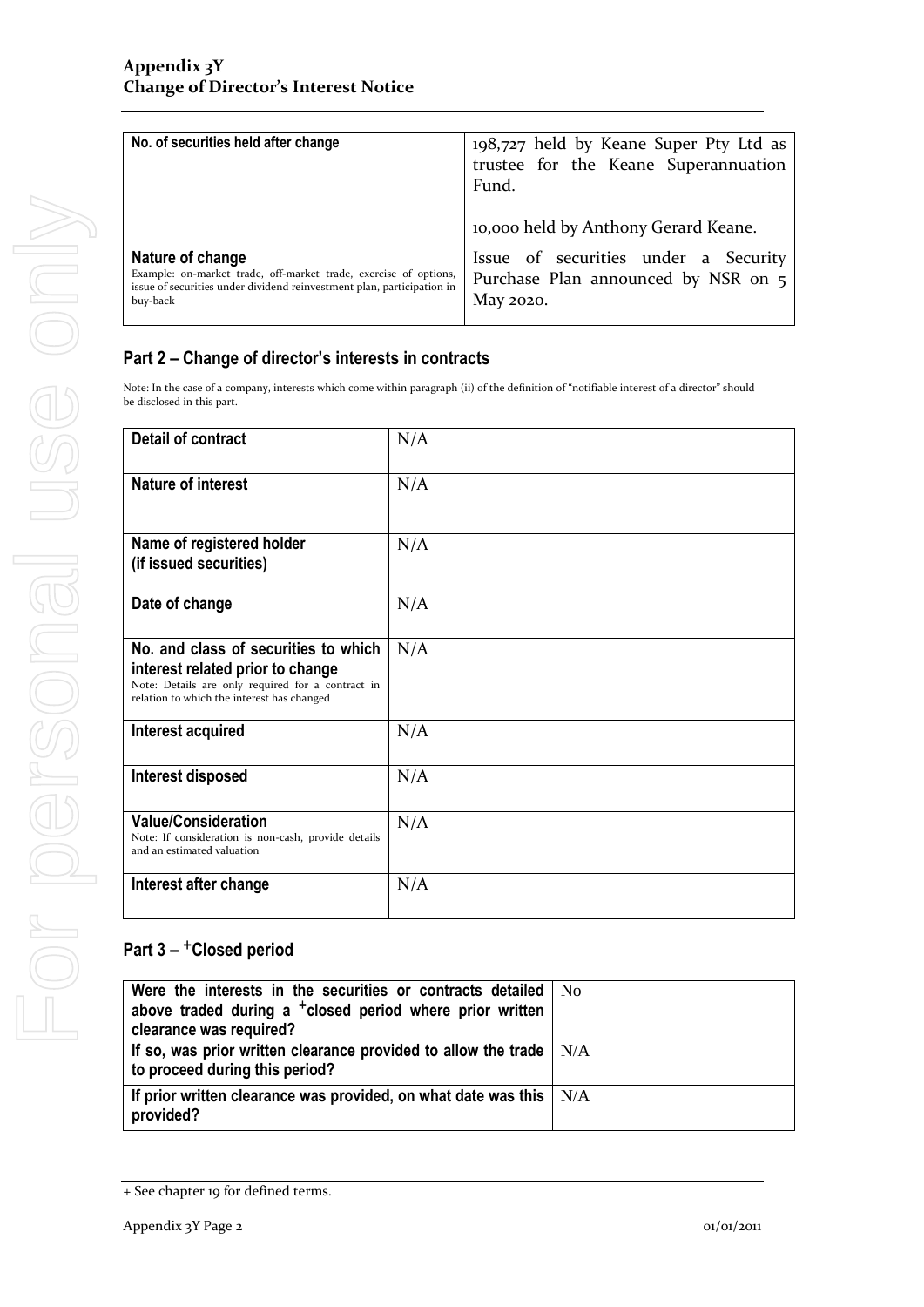| | |
|---|---|
| **No. of securities held after change** | 198,727 held by Keane Super Pty Ltd as trustee for the Keane Superannuation Fund.<br><br>10,000 held by Anthony Gerard Keane. |
| **Nature of change**<br>Example: on-market trade, off-market trade, exercise of options, issue of securities under dividend reinvestment plan, participation in buy-back | Issue of securities under a Security Purchase Plan announced by NSR on 5 May 2020. |

## Part 2 – Change of director's interests in contracts

Note: In the case of a company, interests which come within paragraph (ii) of the definition of "notifiable interest of a director" should be disclosed in this part.

| | |
|---|---|
| **Detail of contract** | N/A |
| **Nature of interest** | N/A |
| **Name of registered holder (if issued securities)** | N/A |
| **Date of change** | N/A |
| **No. and class of securities to which interest related prior to change**<br>Note: Details are only required for a contract in relation to which the interest has changed | N/A |
| **Interest acquired** | N/A |
| **Interest disposed** | N/A |
| **Value/Consideration**<br>Note: If consideration is non-cash, provide details and an estimated valuation | N/A |
| **Interest after change** | N/A |

## Part 3 – +Closed period

| | |
|---|---|
| **Were the interests in the securities or contracts detailed above traded during a +closed period where prior written clearance was required?** | No |
| **If so, was prior written clearance provided to allow the trade to proceed during this period?** | N/A |
| **If prior written clearance was provided, on what date was this provided?** | N/A |

+ See chapter 19 for defined terms.